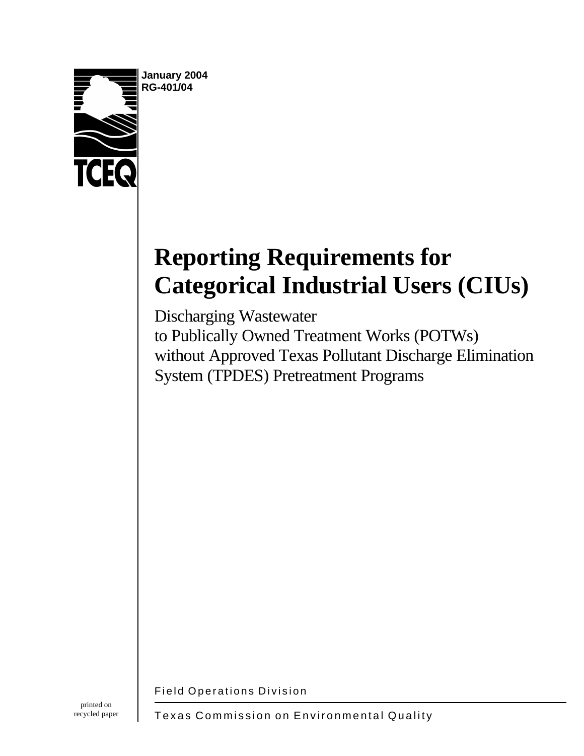TCEQ

**January 2004**
**RG-401/04**

# Reporting Requirements for Categorical Industrial Users (CIUs)

Discharging Wastewater
to Publically Owned Treatment Works (POTWs)
without Approved Texas Pollutant Discharge Elimination System (TPDES) Pretreatment Programs

Field Operations Division

Texas Commission on Environmental Quality

printed on recycled paper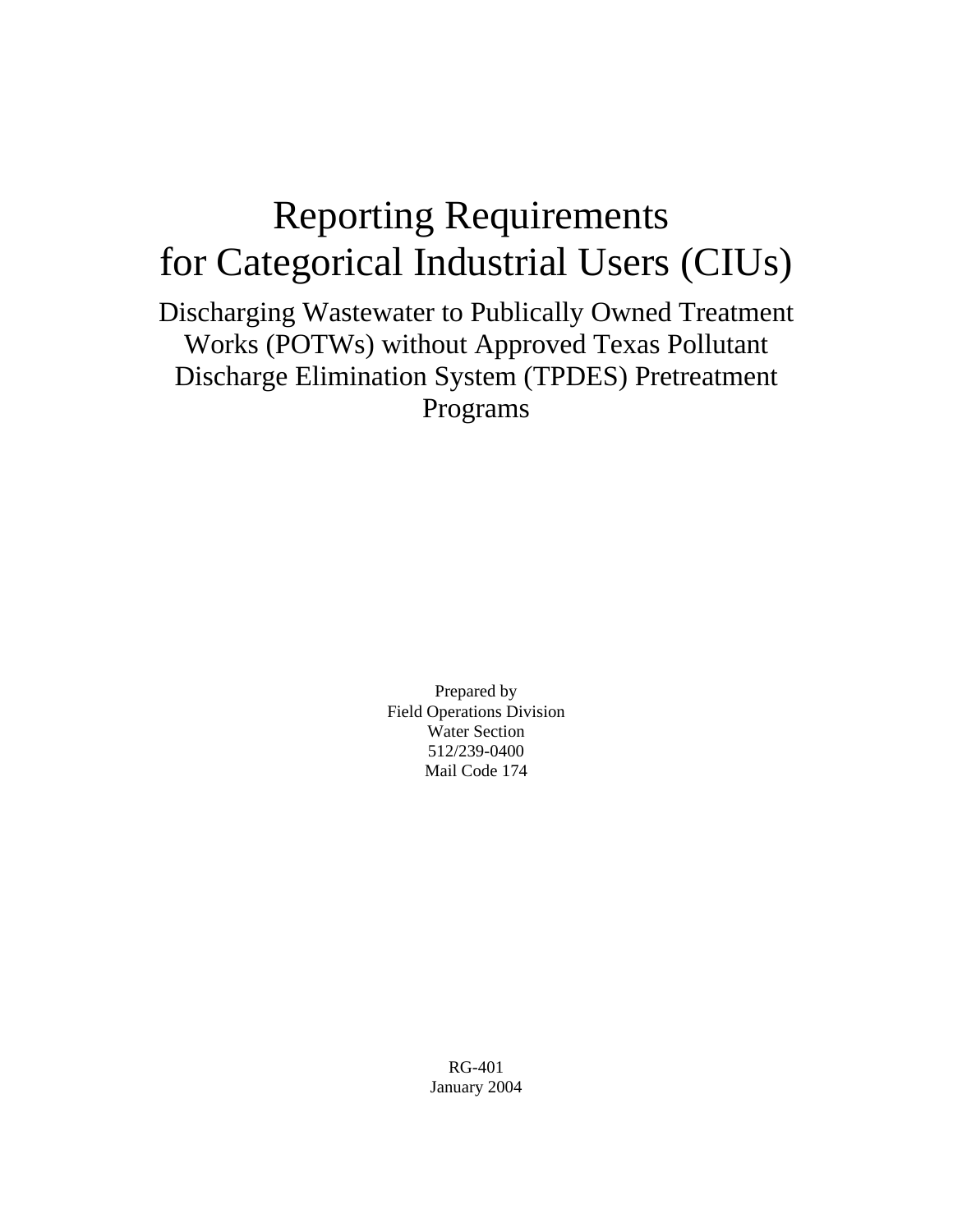# Reporting Requirements for Categorical Industrial Users (CIUs)

## Discharging Wastewater to Publically Owned Treatment Works (POTWs) without Approved Texas Pollutant Discharge Elimination System (TPDES) Pretreatment Programs

Prepared by
Field Operations Division
Water Section
512/239-0400
Mail Code 174

RG-401
January 2004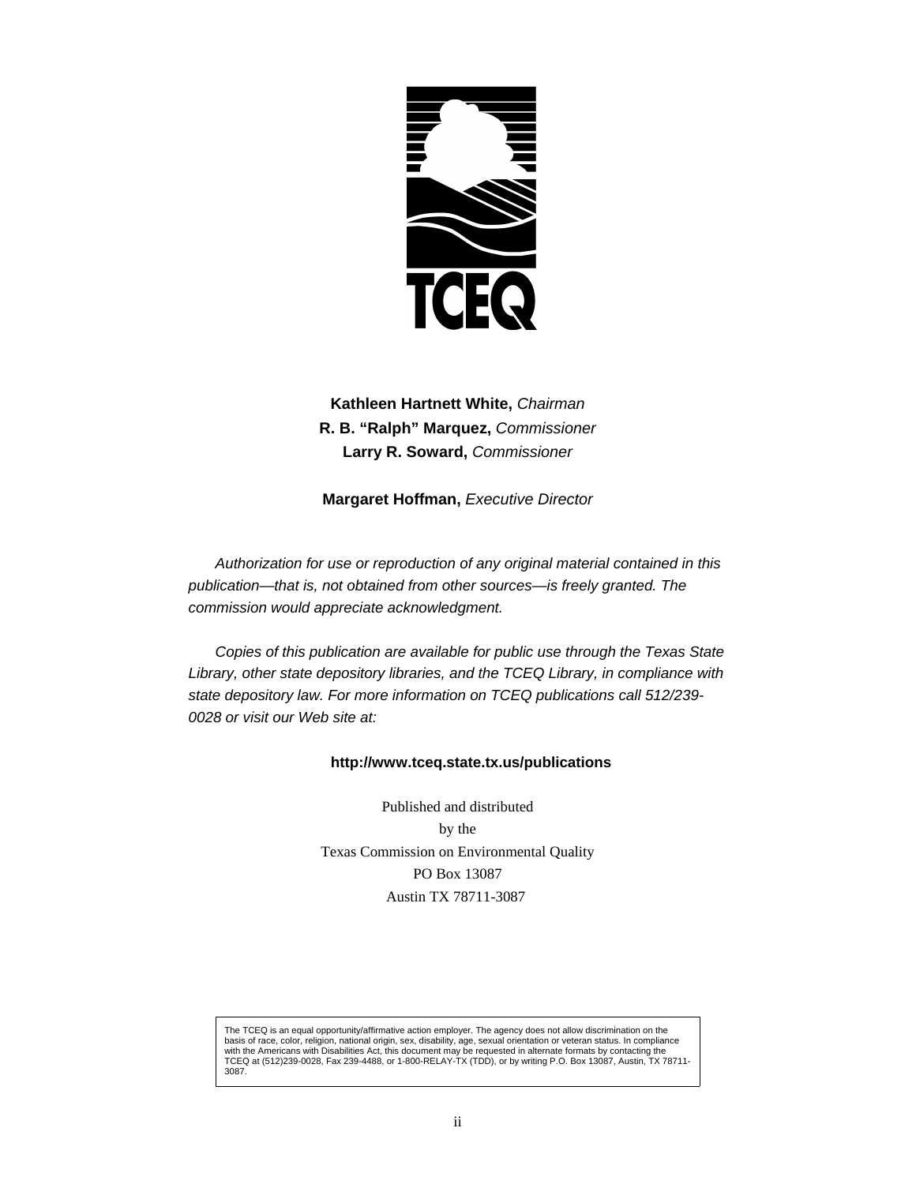TCEQ

**Kathleen Hartnett White,** *Chairman*
**R. B. "Ralph" Marquez,** *Commissioner*
**Larry R. Soward,** *Commissioner*

**Margaret Hoffman,** *Executive Director*

*Authorization for use or reproduction of any original material contained in this publication—that is, not obtained from other sources—is freely granted. The commission would appreciate acknowledgment.*

*Copies of this publication are available for public use through the Texas State Library, other state depository libraries, and the TCEQ Library, in compliance with state depository law. For more information on TCEQ publications call 512/239-0028 or visit our Web site at:*

**http://www.tceq.state.tx.us/publications**

Published and distributed
by the
Texas Commission on Environmental Quality
PO Box 13087
Austin TX 78711-3087

The TCEQ is an equal opportunity/affirmative action employer. The agency does not allow discrimination on the basis of race, color, religion, national origin, sex, disability, age, sexual orientation or veteran status. In compliance with the Americans with Disabilities Act, this document may be requested in alternate formats by contacting the TCEQ at (512)239-0028, Fax 239-4488, or 1-800-RELAY-TX (TDD), or by writing P.O. Box 13087, Austin, TX 78711-3087.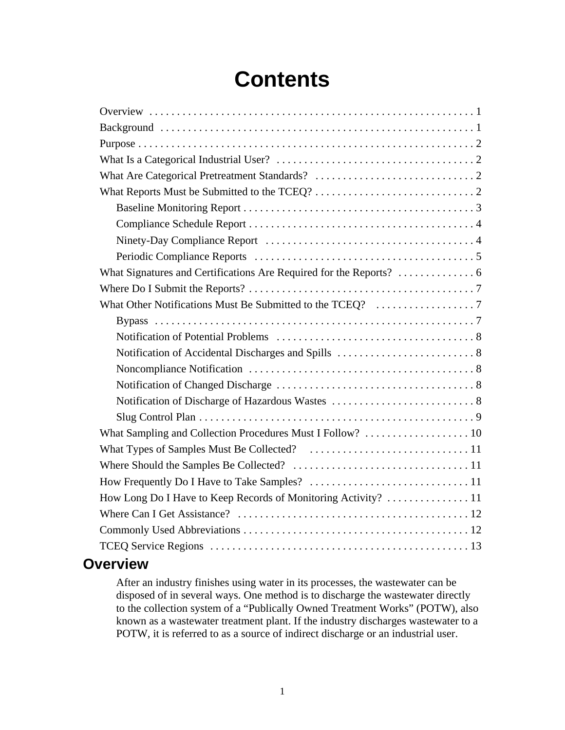# Contents

Overview . . . . . . . . . . 1
Background . . . . . . . . . . 1
Purpose . . . . . . . . . . 2
What Is a Categorical Industrial User? . . . . . . . . . . 2
What Are Categorical Pretreatment Standards? . . . . . . . . . . 2
What Reports Must be Submitted to the TCEQ? . . . . . . . . . . 2
- Baseline Monitoring Report . . . . . . . . . . 3
- Compliance Schedule Report . . . . . . . . . . 4
- Ninety-Day Compliance Report . . . . . . . . . . 4
- Periodic Compliance Reports . . . . . . . . . . 5

What Signatures and Certifications Are Required for the Reports? . . . . . . . . . . 6
Where Do I Submit the Reports? . . . . . . . . . . 7
What Other Notifications Must Be Submitted to the TCEQ? . . . . . . . . . . 7
- Bypass . . . . . . . . . . 7
- Notification of Potential Problems . . . . . . . . . . 8
- Notification of Accidental Discharges and Spills . . . . . . . . . . 8
- Noncompliance Notification . . . . . . . . . . 8
- Notification of Changed Discharge . . . . . . . . . . 8
- Notification of Discharge of Hazardous Wastes . . . . . . . . . . 8
- Slug Control Plan . . . . . . . . . . 9

What Sampling and Collection Procedures Must I Follow? . . . . . . . . . . 10
What Types of Samples Must Be Collected? . . . . . . . . . . 11
Where Should the Samples Be Collected? . . . . . . . . . . 11
How Frequently Do I Have to Take Samples? . . . . . . . . . . 11
How Long Do I Have to Keep Records of Monitoring Activity? . . . . . . . . . . 11
Where Can I Get Assistance? . . . . . . . . . . 12
Commonly Used Abbreviations . . . . . . . . . . 12
TCEQ Service Regions . . . . . . . . . . 13

## Overview

After an industry finishes using water in its processes, the wastewater can be disposed of in several ways. One method is to discharge the wastewater directly to the collection system of a "Publically Owned Treatment Works" (POTW), also known as a wastewater treatment plant. If the industry discharges wastewater to a POTW, it is referred to as a source of indirect discharge or an industrial user.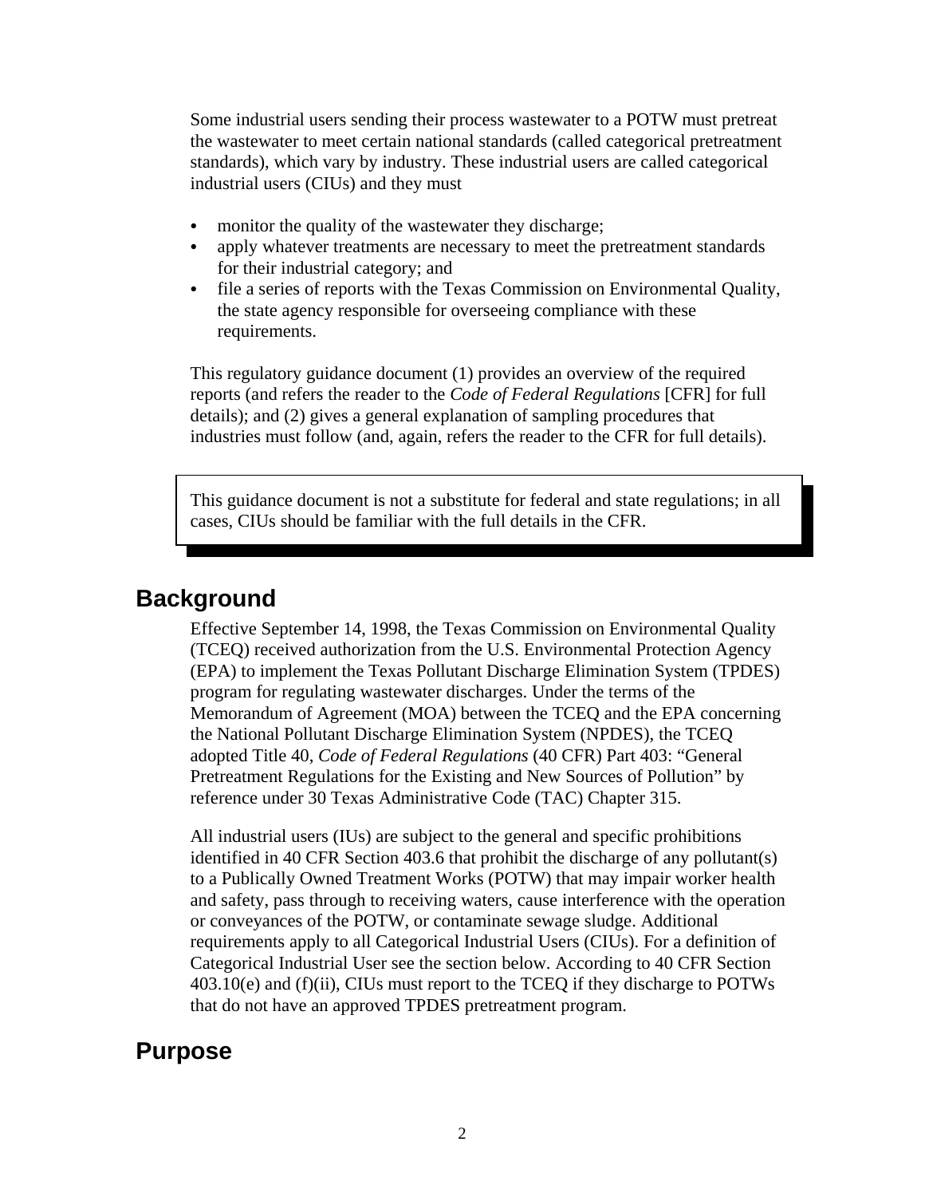Some industrial users sending their process wastewater to a POTW must pretreat the wastewater to meet certain national standards (called categorical pretreatment standards), which vary by industry. These industrial users are called categorical industrial users (CIUs) and they must

- monitor the quality of the wastewater they discharge;
- apply whatever treatments are necessary to meet the pretreatment standards for their industrial category; and
- file a series of reports with the Texas Commission on Environmental Quality, the state agency responsible for overseeing compliance with these requirements.

This regulatory guidance document (1) provides an overview of the required reports (and refers the reader to the *Code of Federal Regulations* [CFR] for full details); and (2) gives a general explanation of sampling procedures that industries must follow (and, again, refers the reader to the CFR for full details).

> This guidance document is not a substitute for federal and state regulations; in all cases, CIUs should be familiar with the full details in the CFR.

## Background

Effective September 14, 1998, the Texas Commission on Environmental Quality (TCEQ) received authorization from the U.S. Environmental Protection Agency (EPA) to implement the Texas Pollutant Discharge Elimination System (TPDES) program for regulating wastewater discharges. Under the terms of the Memorandum of Agreement (MOA) between the TCEQ and the EPA concerning the National Pollutant Discharge Elimination System (NPDES), the TCEQ adopted Title 40, *Code of Federal Regulations* (40 CFR) Part 403: "General Pretreatment Regulations for the Existing and New Sources of Pollution" by reference under 30 Texas Administrative Code (TAC) Chapter 315.

All industrial users (IUs) are subject to the general and specific prohibitions identified in 40 CFR Section 403.6 that prohibit the discharge of any pollutant(s) to a Publically Owned Treatment Works (POTW) that may impair worker health and safety, pass through to receiving waters, cause interference with the operation or conveyances of the POTW, or contaminate sewage sludge. Additional requirements apply to all Categorical Industrial Users (CIUs). For a definition of Categorical Industrial User see the section below. According to 40 CFR Section 403.10(e) and (f)(ii), CIUs must report to the TCEQ if they discharge to POTWs that do not have an approved TPDES pretreatment program.

## Purpose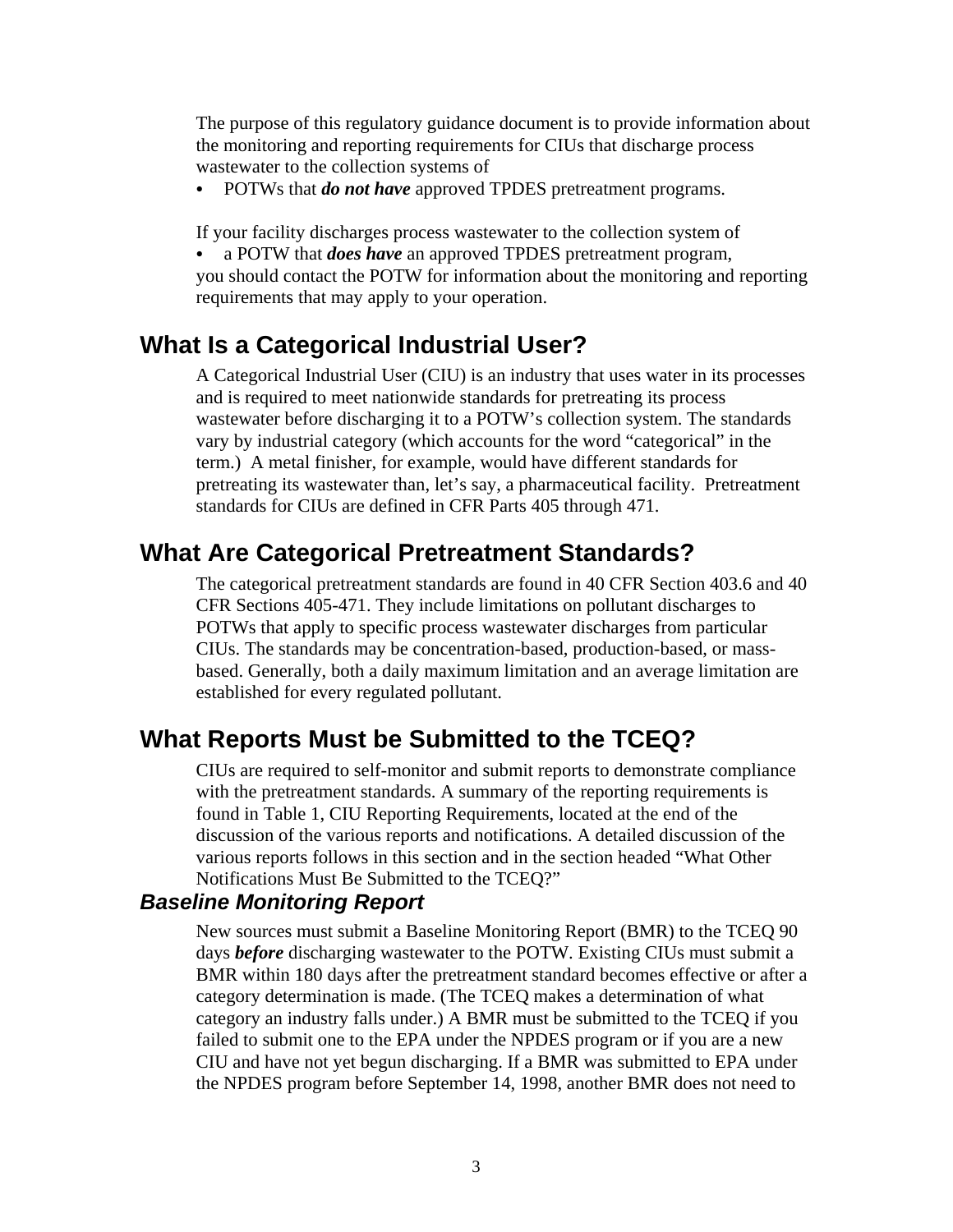The purpose of this regulatory guidance document is to provide information about the monitoring and reporting requirements for CIUs that discharge process wastewater to the collection systems of

- POTWs that ***do not have*** approved TPDES pretreatment programs.

If your facility discharges process wastewater to the collection system of

- a POTW that ***does have*** an approved TPDES pretreatment program,

you should contact the POTW for information about the monitoring and reporting requirements that may apply to your operation.

## What Is a Categorical Industrial User?

A Categorical Industrial User (CIU) is an industry that uses water in its processes and is required to meet nationwide standards for pretreating its process wastewater before discharging it to a POTW's collection system. The standards vary by industrial category (which accounts for the word "categorical" in the term.) A metal finisher, for example, would have different standards for pretreating its wastewater than, let's say, a pharmaceutical facility. Pretreatment standards for CIUs are defined in CFR Parts 405 through 471.

## What Are Categorical Pretreatment Standards?

The categorical pretreatment standards are found in 40 CFR Section 403.6 and 40 CFR Sections 405-471. They include limitations on pollutant discharges to POTWs that apply to specific process wastewater discharges from particular CIUs. The standards may be concentration-based, production-based, or mass-based. Generally, both a daily maximum limitation and an average limitation are established for every regulated pollutant.

## What Reports Must be Submitted to the TCEQ?

CIUs are required to self-monitor and submit reports to demonstrate compliance with the pretreatment standards. A summary of the reporting requirements is found in Table 1, CIU Reporting Requirements, located at the end of the discussion of the various reports and notifications. A detailed discussion of the various reports follows in this section and in the section headed "What Other Notifications Must Be Submitted to the TCEQ?"

### *Baseline Monitoring Report*

New sources must submit a Baseline Monitoring Report (BMR) to the TCEQ 90 days ***before*** discharging wastewater to the POTW. Existing CIUs must submit a BMR within 180 days after the pretreatment standard becomes effective or after a category determination is made. (The TCEQ makes a determination of what category an industry falls under.) A BMR must be submitted to the TCEQ if you failed to submit one to the EPA under the NPDES program or if you are a new CIU and have not yet begun discharging. If a BMR was submitted to EPA under the NPDES program before September 14, 1998, another BMR does not need to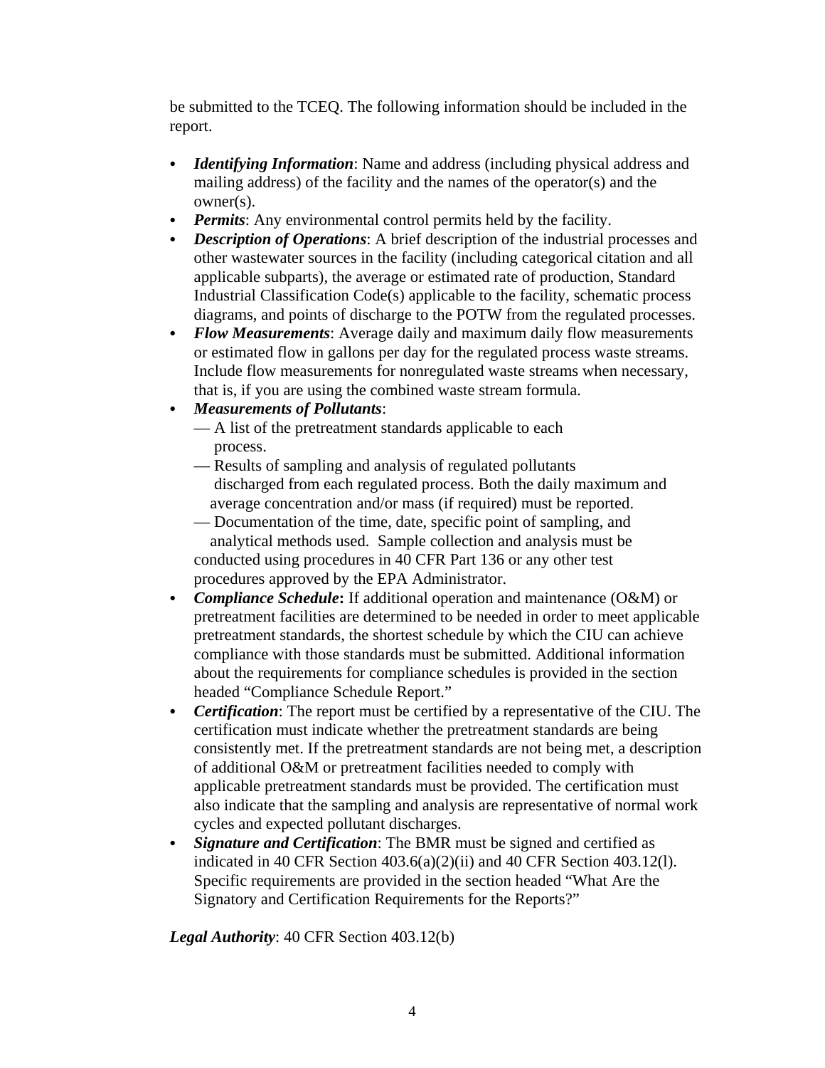be submitted to the TCEQ. The following information should be included in the report.

- ***Identifying Information***: Name and address (including physical address and mailing address) of the facility and the names of the operator(s) and the owner(s).
- ***Permits***: Any environmental control permits held by the facility.
- ***Description of Operations***: A brief description of the industrial processes and other wastewater sources in the facility (including categorical citation and all applicable subparts), the average or estimated rate of production, Standard Industrial Classification Code(s) applicable to the facility, schematic process diagrams, and points of discharge to the POTW from the regulated processes.
- ***Flow Measurements***: Average daily and maximum daily flow measurements or estimated flow in gallons per day for the regulated process waste streams. Include flow measurements for nonregulated waste streams when necessary, that is, if you are using the combined waste stream formula.
- ***Measurements of Pollutants***:
  - — A list of the pretreatment standards applicable to each process.
  - — Results of sampling and analysis of regulated pollutants discharged from each regulated process. Both the daily maximum and average concentration and/or mass (if required) must be reported.
  - — Documentation of the time, date, specific point of sampling, and analytical methods used. Sample collection and analysis must be conducted using procedures in 40 CFR Part 136 or any other test procedures approved by the EPA Administrator.
- ***Compliance Schedule*:** If additional operation and maintenance (O&M) or pretreatment facilities are determined to be needed in order to meet applicable pretreatment standards, the shortest schedule by which the CIU can achieve compliance with those standards must be submitted. Additional information about the requirements for compliance schedules is provided in the section headed "Compliance Schedule Report."
- ***Certification***: The report must be certified by a representative of the CIU. The certification must indicate whether the pretreatment standards are being consistently met. If the pretreatment standards are not being met, a description of additional O&M or pretreatment facilities needed to comply with applicable pretreatment standards must be provided. The certification must also indicate that the sampling and analysis are representative of normal work cycles and expected pollutant discharges.
- ***Signature and Certification***: The BMR must be signed and certified as indicated in 40 CFR Section 403.6(a)(2)(ii) and 40 CFR Section 403.12(l). Specific requirements are provided in the section headed "What Are the Signatory and Certification Requirements for the Reports?"

***Legal Authority***: 40 CFR Section 403.12(b)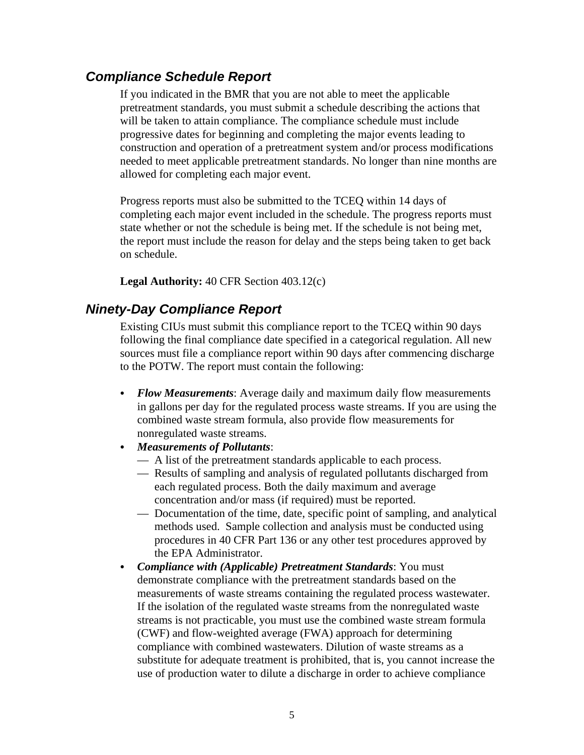## *Compliance Schedule Report*

If you indicated in the BMR that you are not able to meet the applicable pretreatment standards, you must submit a schedule describing the actions that will be taken to attain compliance. The compliance schedule must include progressive dates for beginning and completing the major events leading to construction and operation of a pretreatment system and/or process modifications needed to meet applicable pretreatment standards. No longer than nine months are allowed for completing each major event.

Progress reports must also be submitted to the TCEQ within 14 days of completing each major event included in the schedule. The progress reports must state whether or not the schedule is being met. If the schedule is not being met, the report must include the reason for delay and the steps being taken to get back on schedule.

**Legal Authority:** 40 CFR Section 403.12(c)

## *Ninety-Day Compliance Report*

Existing CIUs must submit this compliance report to the TCEQ within 90 days following the final compliance date specified in a categorical regulation. All new sources must file a compliance report within 90 days after commencing discharge to the POTW. The report must contain the following:

- ***Flow Measurements***: Average daily and maximum daily flow measurements in gallons per day for the regulated process waste streams. If you are using the combined waste stream formula, also provide flow measurements for nonregulated waste streams.
- ***Measurements of Pollutants***:
  - — A list of the pretreatment standards applicable to each process.
  - — Results of sampling and analysis of regulated pollutants discharged from each regulated process. Both the daily maximum and average concentration and/or mass (if required) must be reported.
  - — Documentation of the time, date, specific point of sampling, and analytical methods used. Sample collection and analysis must be conducted using procedures in 40 CFR Part 136 or any other test procedures approved by the EPA Administrator.
- ***Compliance with (Applicable) Pretreatment Standards***: You must demonstrate compliance with the pretreatment standards based on the measurements of waste streams containing the regulated process wastewater. If the isolation of the regulated waste streams from the nonregulated waste streams is not practicable, you must use the combined waste stream formula (CWF) and flow-weighted average (FWA) approach for determining compliance with combined wastewaters. Dilution of waste streams as a substitute for adequate treatment is prohibited, that is, you cannot increase the use of production water to dilute a discharge in order to achieve compliance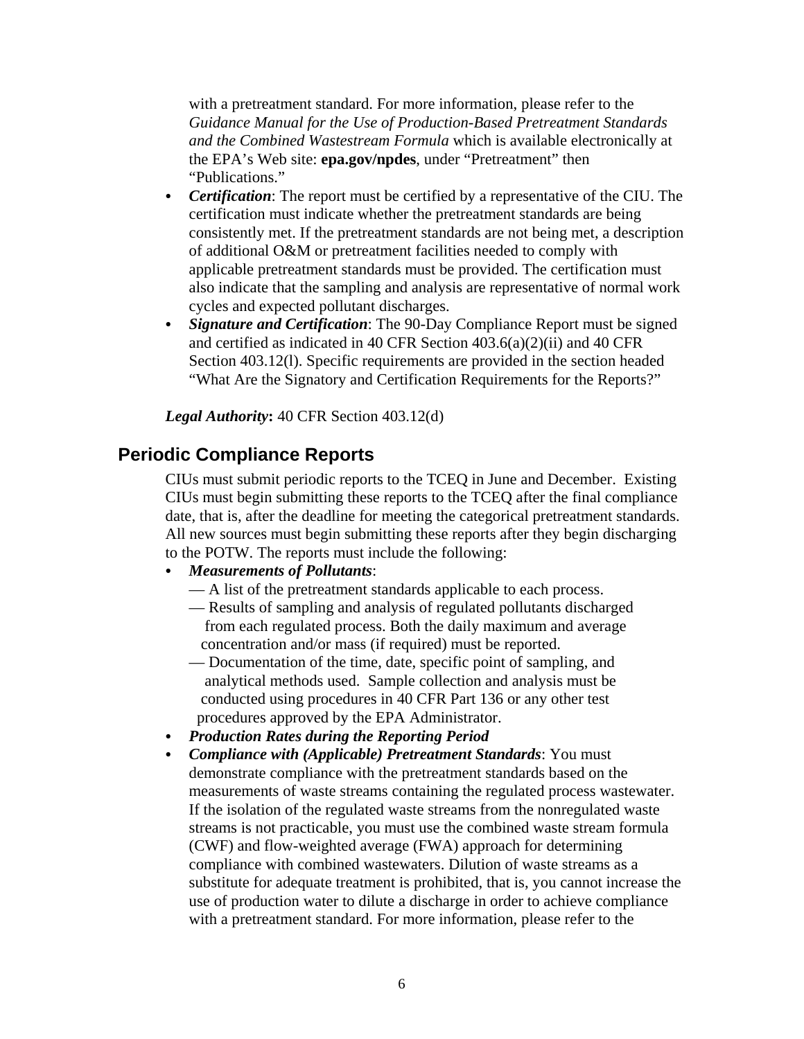with a pretreatment standard. For more information, please refer to the *Guidance Manual for the Use of Production-Based Pretreatment Standards and the Combined Wastestream Formula* which is available electronically at the EPA's Web site: **epa.gov/npdes**, under "Pretreatment" then "Publications."

- ***Certification***: The report must be certified by a representative of the CIU. The certification must indicate whether the pretreatment standards are being consistently met. If the pretreatment standards are not being met, a description of additional O&M or pretreatment facilities needed to comply with applicable pretreatment standards must be provided. The certification must also indicate that the sampling and analysis are representative of normal work cycles and expected pollutant discharges.
- ***Signature and Certification***: The 90-Day Compliance Report must be signed and certified as indicated in 40 CFR Section 403.6(a)(2)(ii) and 40 CFR Section 403.12(l). Specific requirements are provided in the section headed "What Are the Signatory and Certification Requirements for the Reports?"

***Legal Authority*:** 40 CFR Section 403.12(d)

## Periodic Compliance Reports

CIUs must submit periodic reports to the TCEQ in June and December. Existing CIUs must begin submitting these reports to the TCEQ after the final compliance date, that is, after the deadline for meeting the categorical pretreatment standards. All new sources must begin submitting these reports after they begin discharging to the POTW. The reports must include the following:

- ***Measurements of Pollutants***:
  — A list of the pretreatment standards applicable to each process.
  — Results of sampling and analysis of regulated pollutants discharged from each regulated process. Both the daily maximum and average concentration and/or mass (if required) must be reported.
  — Documentation of the time, date, specific point of sampling, and analytical methods used. Sample collection and analysis must be conducted using procedures in 40 CFR Part 136 or any other test procedures approved by the EPA Administrator.
- ***Production Rates during the Reporting Period***
- ***Compliance with (Applicable) Pretreatment Standards***: You must demonstrate compliance with the pretreatment standards based on the measurements of waste streams containing the regulated process wastewater. If the isolation of the regulated waste streams from the nonregulated waste streams is not practicable, you must use the combined waste stream formula (CWF) and flow-weighted average (FWA) approach for determining compliance with combined wastewaters. Dilution of waste streams as a substitute for adequate treatment is prohibited, that is, you cannot increase the use of production water to dilute a discharge in order to achieve compliance with a pretreatment standard. For more information, please refer to the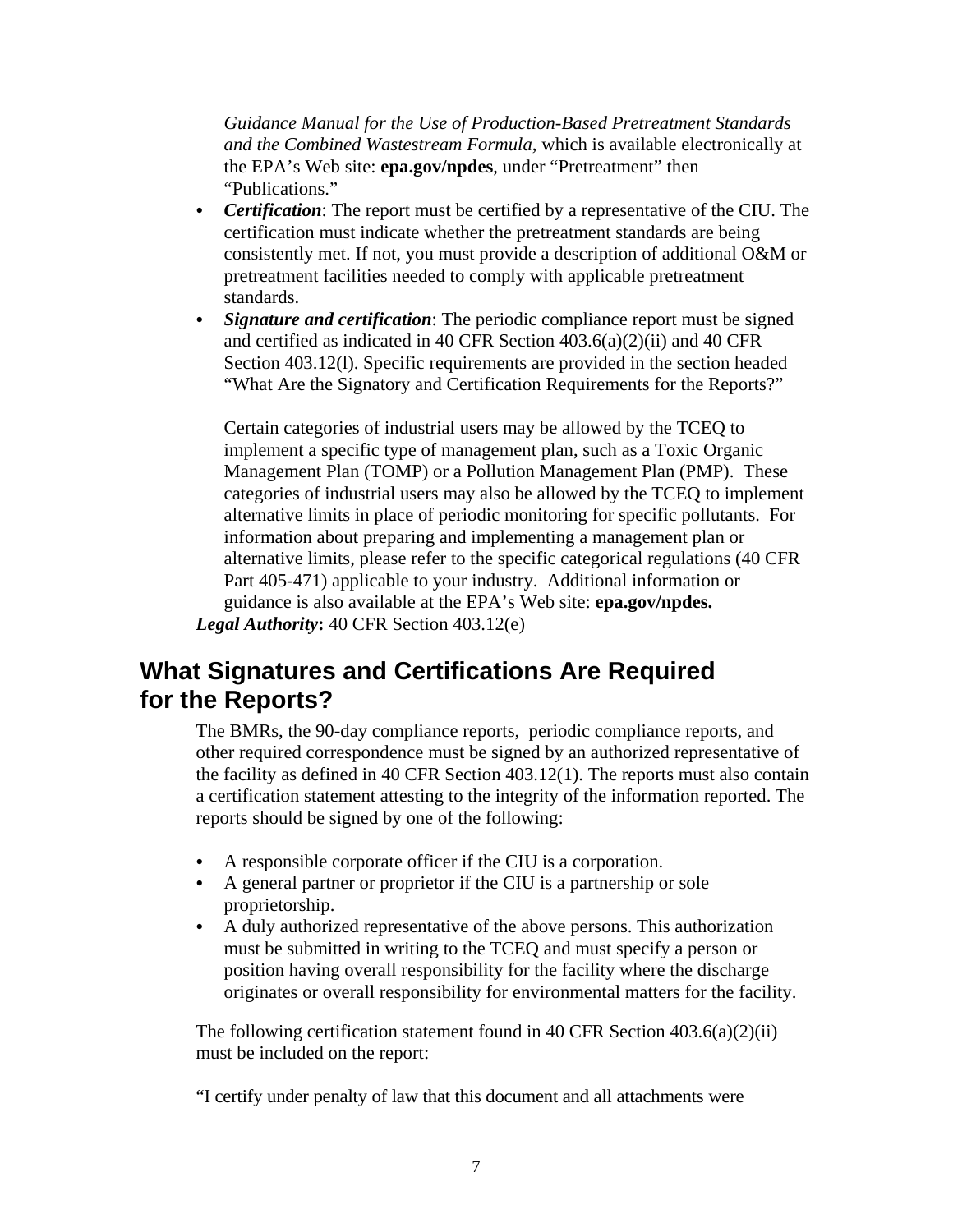*Guidance Manual for the Use of Production-Based Pretreatment Standards and the Combined Wastestream Formula*, which is available electronically at the EPA's Web site: **epa.gov/npdes**, under "Pretreatment" then "Publications."

- ***Certification***: The report must be certified by a representative of the CIU. The certification must indicate whether the pretreatment standards are being consistently met. If not, you must provide a description of additional O&M or pretreatment facilities needed to comply with applicable pretreatment standards.
- ***Signature and certification***: The periodic compliance report must be signed and certified as indicated in 40 CFR Section 403.6(a)(2)(ii) and 40 CFR Section 403.12(l). Specific requirements are provided in the section headed "What Are the Signatory and Certification Requirements for the Reports?"

  Certain categories of industrial users may be allowed by the TCEQ to implement a specific type of management plan, such as a Toxic Organic Management Plan (TOMP) or a Pollution Management Plan (PMP). These categories of industrial users may also be allowed by the TCEQ to implement alternative limits in place of periodic monitoring for specific pollutants. For information about preparing and implementing a management plan or alternative limits, please refer to the specific categorical regulations (40 CFR Part 405-471) applicable to your industry. Additional information or guidance is also available at the EPA's Web site: **epa.gov/npdes.**

***Legal Authority*:** 40 CFR Section 403.12(e)

## What Signatures and Certifications Are Required for the Reports?

The BMRs, the 90-day compliance reports, periodic compliance reports, and other required correspondence must be signed by an authorized representative of the facility as defined in 40 CFR Section 403.12(1). The reports must also contain a certification statement attesting to the integrity of the information reported. The reports should be signed by one of the following:

- A responsible corporate officer if the CIU is a corporation.
- A general partner or proprietor if the CIU is a partnership or sole proprietorship.
- A duly authorized representative of the above persons. This authorization must be submitted in writing to the TCEQ and must specify a person or position having overall responsibility for the facility where the discharge originates or overall responsibility for environmental matters for the facility.

The following certification statement found in 40 CFR Section 403.6(a)(2)(ii) must be included on the report:

"I certify under penalty of law that this document and all attachments were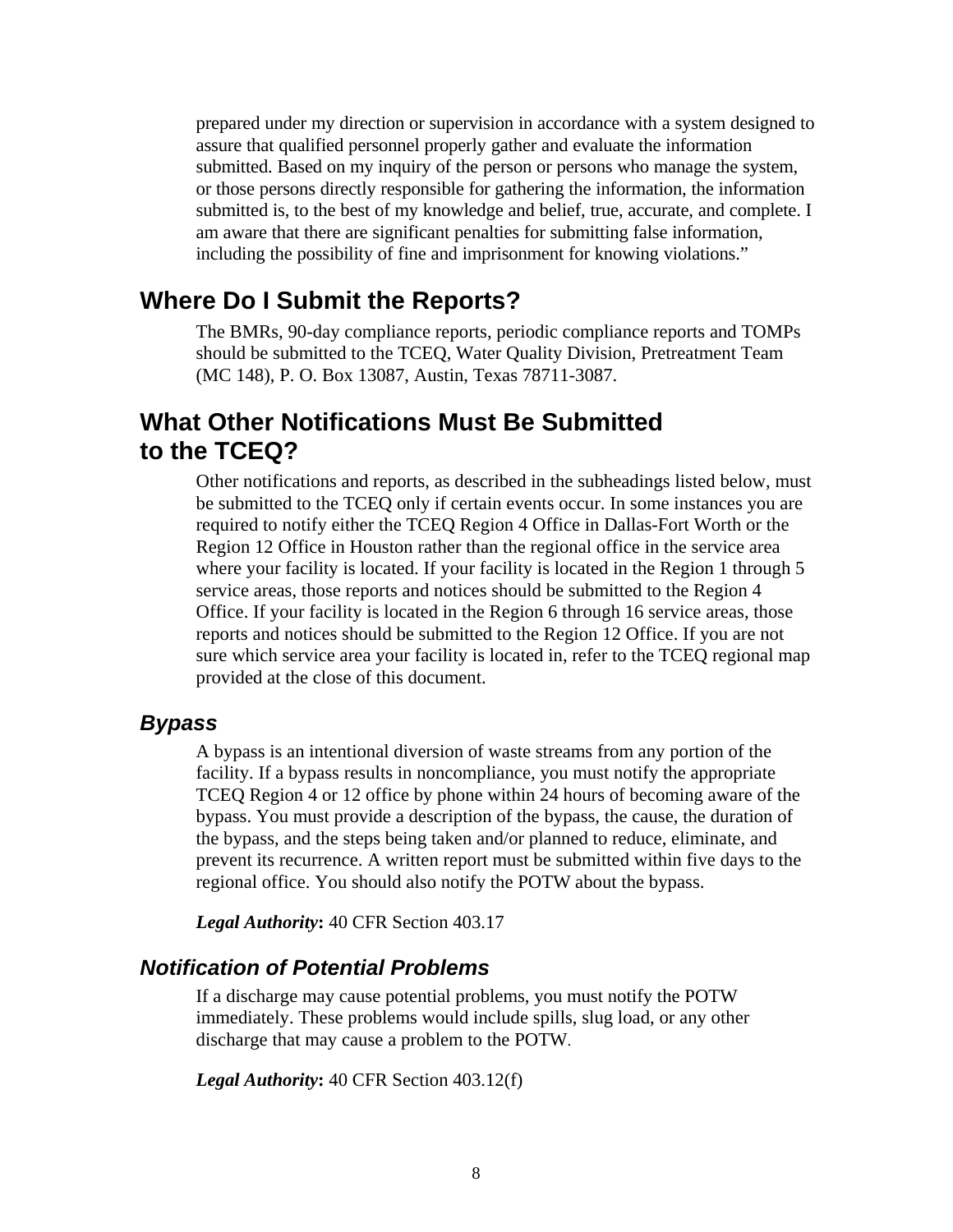prepared under my direction or supervision in accordance with a system designed to assure that qualified personnel properly gather and evaluate the information submitted. Based on my inquiry of the person or persons who manage the system, or those persons directly responsible for gathering the information, the information submitted is, to the best of my knowledge and belief, true, accurate, and complete. I am aware that there are significant penalties for submitting false information, including the possibility of fine and imprisonment for knowing violations."

## Where Do I Submit the Reports?

The BMRs, 90-day compliance reports, periodic compliance reports and TOMPs should be submitted to the TCEQ, Water Quality Division, Pretreatment Team (MC 148), P. O. Box 13087, Austin, Texas 78711-3087.

## What Other Notifications Must Be Submitted to the TCEQ?

Other notifications and reports, as described in the subheadings listed below, must be submitted to the TCEQ only if certain events occur. In some instances you are required to notify either the TCEQ Region 4 Office in Dallas-Fort Worth or the Region 12 Office in Houston rather than the regional office in the service area where your facility is located. If your facility is located in the Region 1 through 5 service areas, those reports and notices should be submitted to the Region 4 Office. If your facility is located in the Region 6 through 16 service areas, those reports and notices should be submitted to the Region 12 Office. If you are not sure which service area your facility is located in, refer to the TCEQ regional map provided at the close of this document.

### *Bypass*

A bypass is an intentional diversion of waste streams from any portion of the facility. If a bypass results in noncompliance, you must notify the appropriate TCEQ Region 4 or 12 office by phone within 24 hours of becoming aware of the bypass. You must provide a description of the bypass, the cause, the duration of the bypass, and the steps being taken and/or planned to reduce, eliminate, and prevent its recurrence. A written report must be submitted within five days to the regional office. You should also notify the POTW about the bypass.

***Legal Authority*:** 40 CFR Section 403.17

### *Notification of Potential Problems*

If a discharge may cause potential problems, you must notify the POTW immediately. These problems would include spills, slug load, or any other discharge that may cause a problem to the POTW.

***Legal Authority*:** 40 CFR Section 403.12(f)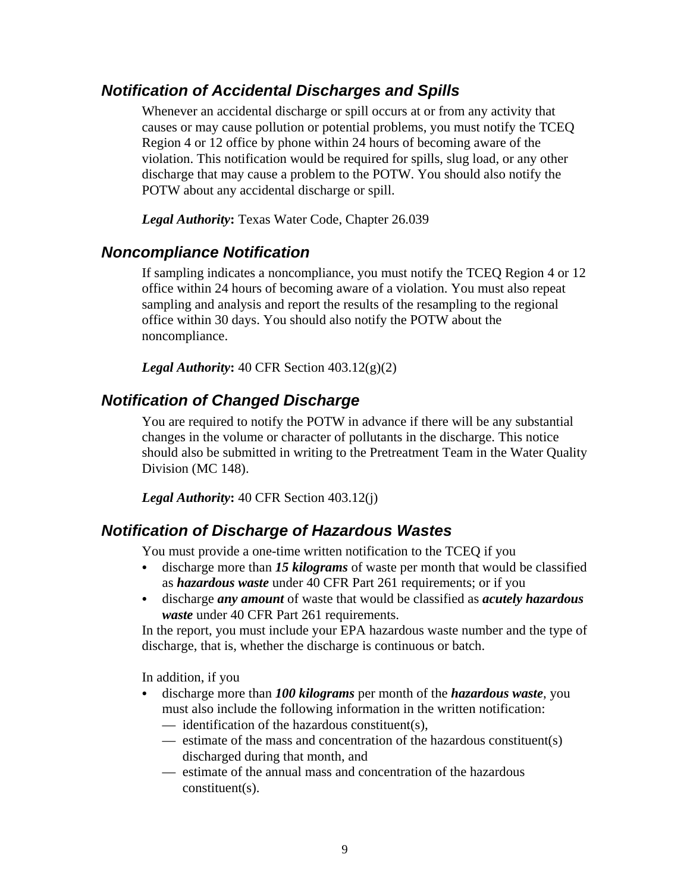### *Notification of Accidental Discharges and Spills*

Whenever an accidental discharge or spill occurs at or from any activity that causes or may cause pollution or potential problems, you must notify the TCEQ Region 4 or 12 office by phone within 24 hours of becoming aware of the violation. This notification would be required for spills, slug load, or any other discharge that may cause a problem to the POTW. You should also notify the POTW about any accidental discharge or spill.

***Legal Authority*:** Texas Water Code, Chapter 26.039

### *Noncompliance Notification*

If sampling indicates a noncompliance, you must notify the TCEQ Region 4 or 12 office within 24 hours of becoming aware of a violation. You must also repeat sampling and analysis and report the results of the resampling to the regional office within 30 days. You should also notify the POTW about the noncompliance.

***Legal Authority*:** 40 CFR Section 403.12(g)(2)

### *Notification of Changed Discharge*

You are required to notify the POTW in advance if there will be any substantial changes in the volume or character of pollutants in the discharge. This notice should also be submitted in writing to the Pretreatment Team in the Water Quality Division (MC 148).

***Legal Authority*:** 40 CFR Section 403.12(j)

### *Notification of Discharge of Hazardous Wastes*

You must provide a one-time written notification to the TCEQ if you

- discharge more than ***15 kilograms*** of waste per month that would be classified as ***hazardous waste*** under 40 CFR Part 261 requirements; or if you
- discharge ***any amount*** of waste that would be classified as ***acutely hazardous waste*** under 40 CFR Part 261 requirements.

In the report, you must include your EPA hazardous waste number and the type of discharge, that is, whether the discharge is continuous or batch.

In addition, if you

- discharge more than ***100 kilograms*** per month of the ***hazardous waste***, you must also include the following information in the written notification:
  - — identification of the hazardous constituent(s),
  - — estimate of the mass and concentration of the hazardous constituent(s) discharged during that month, and
  - — estimate of the annual mass and concentration of the hazardous constituent(s).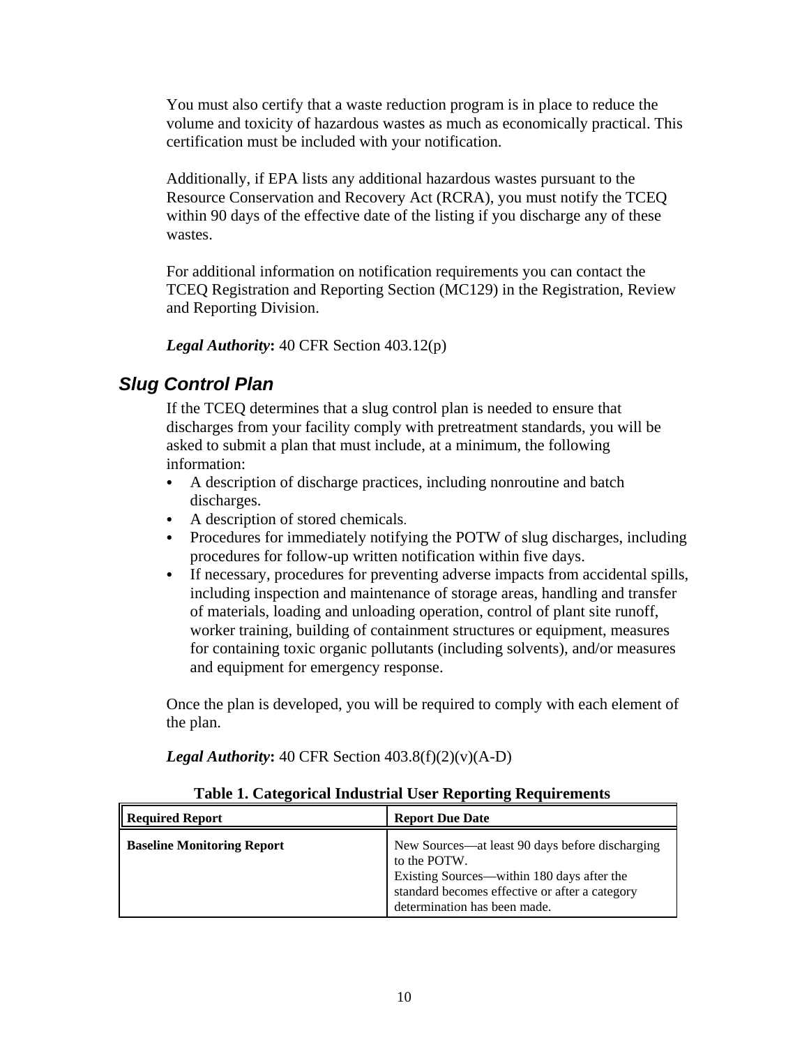You must also certify that a waste reduction program is in place to reduce the volume and toxicity of hazardous wastes as much as economically practical. This certification must be included with your notification.

Additionally, if EPA lists any additional hazardous wastes pursuant to the Resource Conservation and Recovery Act (RCRA), you must notify the TCEQ within 90 days of the effective date of the listing if you discharge any of these wastes.

For additional information on notification requirements you can contact the TCEQ Registration and Reporting Section (MC129) in the Registration, Review and Reporting Division.

***Legal Authority*:** 40 CFR Section 403.12(p)

## Slug Control Plan

If the TCEQ determines that a slug control plan is needed to ensure that discharges from your facility comply with pretreatment standards, you will be asked to submit a plan that must include, at a minimum, the following information:

- A description of discharge practices, including nonroutine and batch discharges.
- A description of stored chemicals.
- Procedures for immediately notifying the POTW of slug discharges, including procedures for follow-up written notification within five days.
- If necessary, procedures for preventing adverse impacts from accidental spills, including inspection and maintenance of storage areas, handling and transfer of materials, loading and unloading operation, control of plant site runoff, worker training, building of containment structures or equipment, measures for containing toxic organic pollutants (including solvents), and/or measures and equipment for emergency response.

Once the plan is developed, you will be required to comply with each element of the plan.

***Legal Authority*:** 40 CFR Section 403.8(f)(2)(v)(A-D)

**Table 1. Categorical Industrial User Reporting Requirements**

| Required Report | Report Due Date |
|---|---|
| **Baseline Monitoring Report** | New Sources—at least 90 days before discharging to the POTW.<br>Existing Sources—within 180 days after the standard becomes effective or after a category determination has been made. |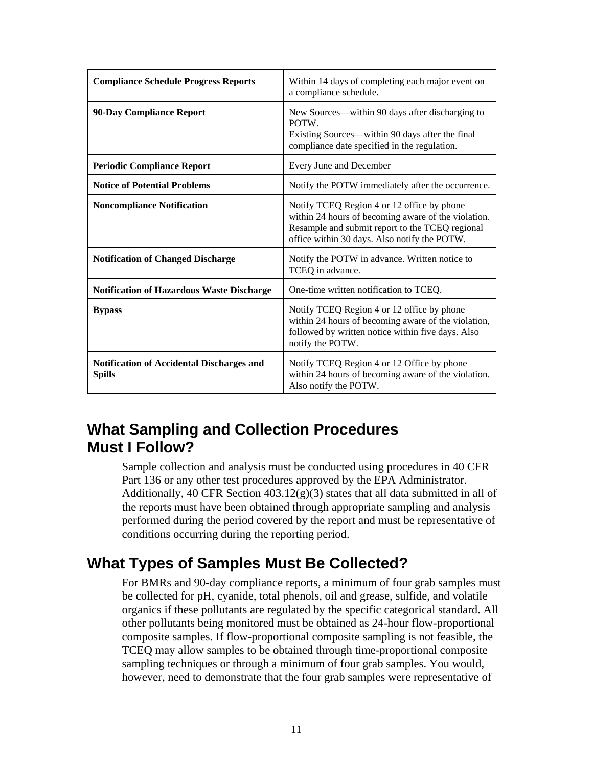| | |
|---|---|
| **Compliance Schedule Progress Reports** | Within 14 days of completing each major event on a compliance schedule. |
| **90-Day Compliance Report** | New Sources—within 90 days after discharging to POTW.<br>Existing Sources—within 90 days after the final compliance date specified in the regulation. |
| **Periodic Compliance Report** | Every June and December |
| **Notice of Potential Problems** | Notify the POTW immediately after the occurrence. |
| **Noncompliance Notification** | Notify TCEQ Region 4 or 12 office by phone within 24 hours of becoming aware of the violation. Resample and submit report to the TCEQ regional office within 30 days. Also notify the POTW. |
| **Notification of Changed Discharge** | Notify the POTW in advance. Written notice to TCEQ in advance. |
| **Notification of Hazardous Waste Discharge** | One-time written notification to TCEQ. |
| **Bypass** | Notify TCEQ Region 4 or 12 office by phone within 24 hours of becoming aware of the violation, followed by written notice within five days. Also notify the POTW. |
| **Notification of Accidental Discharges and Spills** | Notify TCEQ Region 4 or 12 Office by phone within 24 hours of becoming aware of the violation. Also notify the POTW. |

## What Sampling and Collection Procedures Must I Follow?

Sample collection and analysis must be conducted using procedures in 40 CFR Part 136 or any other test procedures approved by the EPA Administrator. Additionally, 40 CFR Section 403.12(g)(3) states that all data submitted in all of the reports must have been obtained through appropriate sampling and analysis performed during the period covered by the report and must be representative of conditions occurring during the reporting period.

## What Types of Samples Must Be Collected?

For BMRs and 90-day compliance reports, a minimum of four grab samples must be collected for pH, cyanide, total phenols, oil and grease, sulfide, and volatile organics if these pollutants are regulated by the specific categorical standard. All other pollutants being monitored must be obtained as 24-hour flow-proportional composite samples. If flow-proportional composite sampling is not feasible, the TCEQ may allow samples to be obtained through time-proportional composite sampling techniques or through a minimum of four grab samples. You would, however, need to demonstrate that the four grab samples were representative of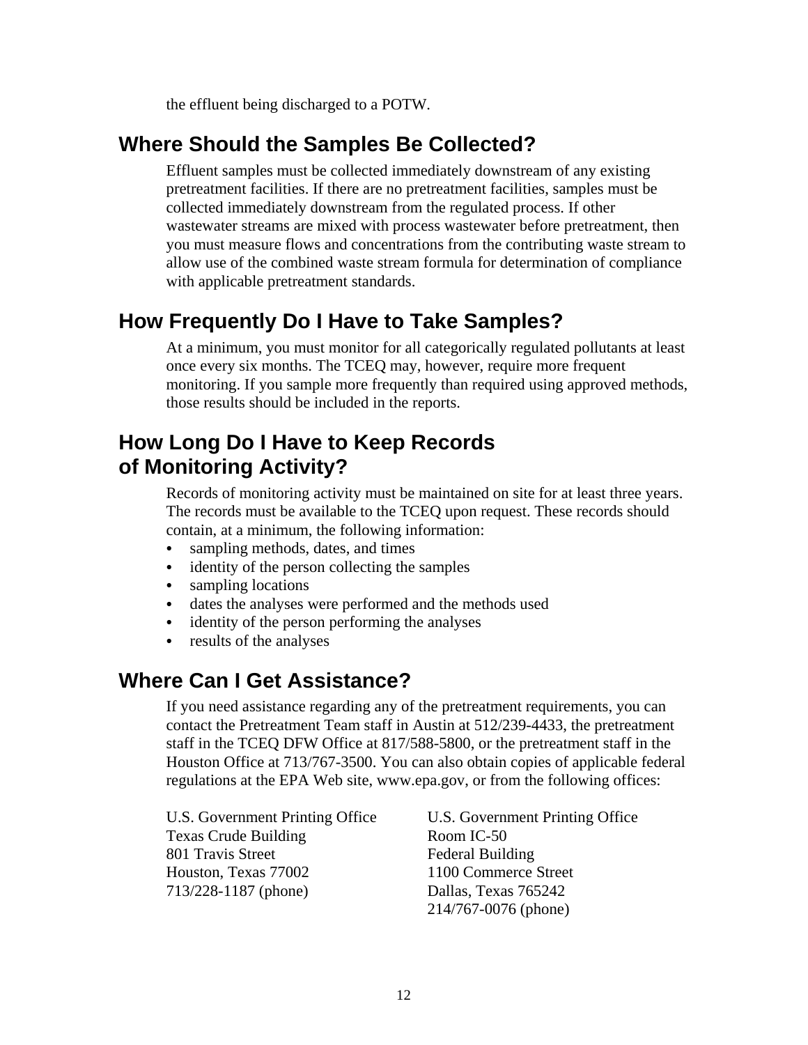the effluent being discharged to a POTW.

## Where Should the Samples Be Collected?

Effluent samples must be collected immediately downstream of any existing pretreatment facilities. If there are no pretreatment facilities, samples must be collected immediately downstream from the regulated process. If other wastewater streams are mixed with process wastewater before pretreatment, then you must measure flows and concentrations from the contributing waste stream to allow use of the combined waste stream formula for determination of compliance with applicable pretreatment standards.

## How Frequently Do I Have to Take Samples?

At a minimum, you must monitor for all categorically regulated pollutants at least once every six months. The TCEQ may, however, require more frequent monitoring. If you sample more frequently than required using approved methods, those results should be included in the reports.

## How Long Do I Have to Keep Records of Monitoring Activity?

Records of monitoring activity must be maintained on site for at least three years. The records must be available to the TCEQ upon request. These records should contain, at a minimum, the following information:

- sampling methods, dates, and times
- identity of the person collecting the samples
- sampling locations
- dates the analyses were performed and the methods used
- identity of the person performing the analyses
- results of the analyses

## Where Can I Get Assistance?

If you need assistance regarding any of the pretreatment requirements, you can contact the Pretreatment Team staff in Austin at 512/239-4433, the pretreatment staff in the TCEQ DFW Office at 817/588-5800, or the pretreatment staff in the Houston Office at 713/767-3500. You can also obtain copies of applicable federal regulations at the EPA Web site, www.epa.gov, or from the following offices:

U.S. Government Printing Office
Texas Crude Building
801 Travis Street
Houston, Texas 77002
713/228-1187 (phone)

U.S. Government Printing Office
Room IC-50
Federal Building
1100 Commerce Street
Dallas, Texas 765242
214/767-0076 (phone)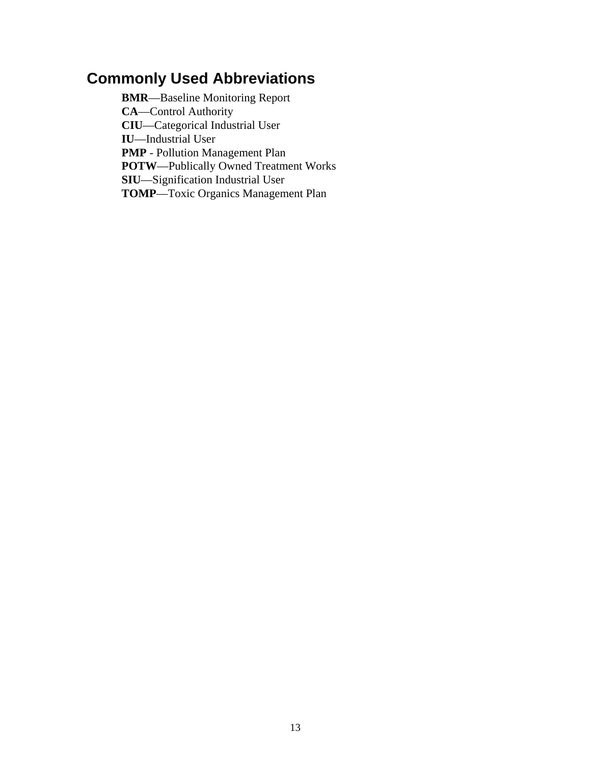## Commonly Used Abbreviations

**BMR**—Baseline Monitoring Report
**CA**—Control Authority
**CIU**—Categorical Industrial User
**IU**—Industrial User
**PMP** - Pollution Management Plan
**POTW**—Publically Owned Treatment Works
**SIU**—Signification Industrial User
**TOMP**—Toxic Organics Management Plan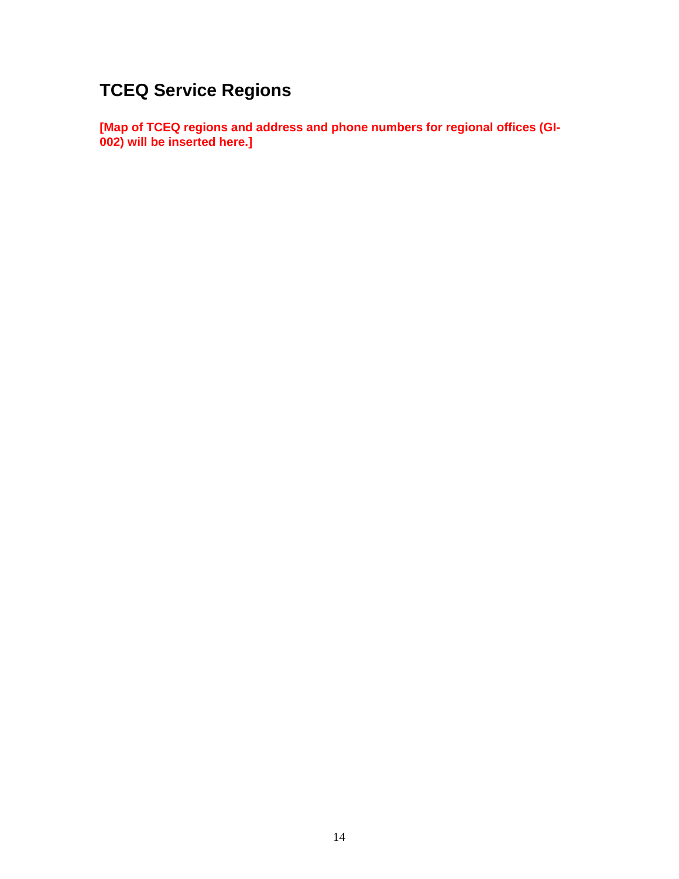## TCEQ Service Regions

**[Map of TCEQ regions and address and phone numbers for regional offices (GI-002) will be inserted here.]**